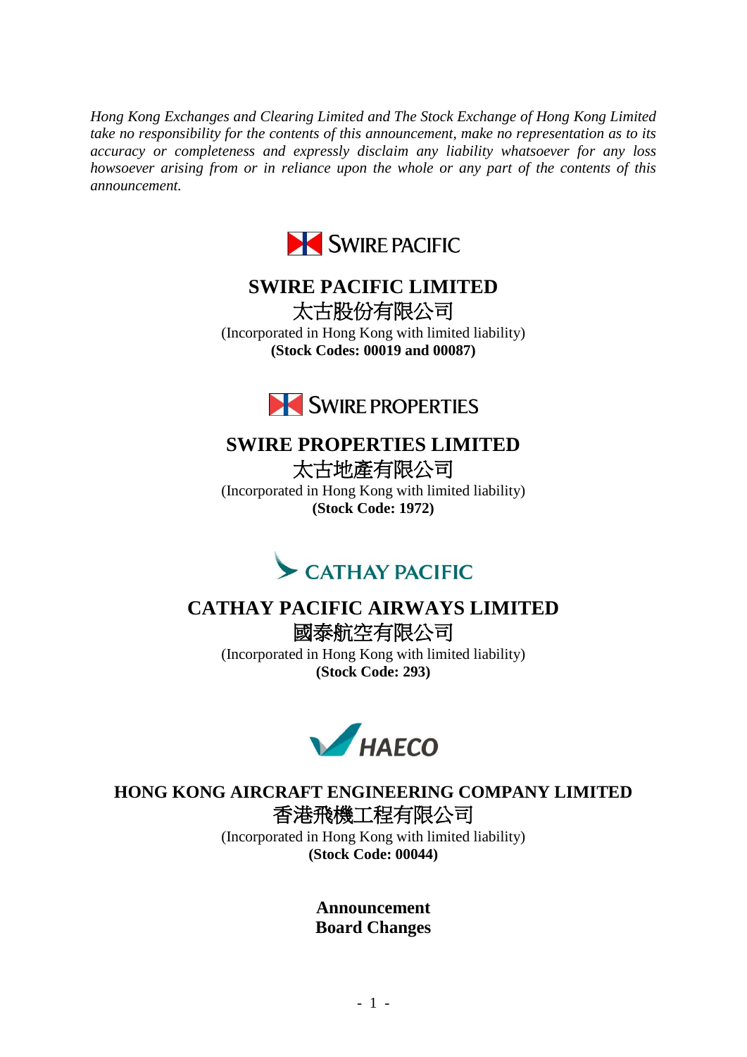*Hong Kong Exchanges and Clearing Limited and The Stock Exchange of Hong Kong Limited take no responsibility for the contents of this announcement, make no representation as to its accuracy or completeness and expressly disclaim any liability whatsoever for any loss howsoever arising from or in reliance upon the whole or any part of the contents of this announcement.*

SWIRE PACIFIC

**SWIRE PACIFIC LIMITED**
太古股份有限公司
(Incorporated in Hong Kong with limited liability)
**(Stock Codes: 00019 and 00087)**

SWIRE PROPERTIES

**SWIRE PROPERTIES LIMITED**
太古地產有限公司
(Incorporated in Hong Kong with limited liability)
**(Stock Code: 1972)**

CATHAY PACIFIC

**CATHAY PACIFIC AIRWAYS LIMITED**
國泰航空有限公司
(Incorporated in Hong Kong with limited liability)
**(Stock Code: 293)**

HAECO

**HONG KONG AIRCRAFT ENGINEERING COMPANY LIMITED**
香港飛機工程有限公司
(Incorporated in Hong Kong with limited liability)
**(Stock Code: 00044)**

**Announcement**
**Board Changes**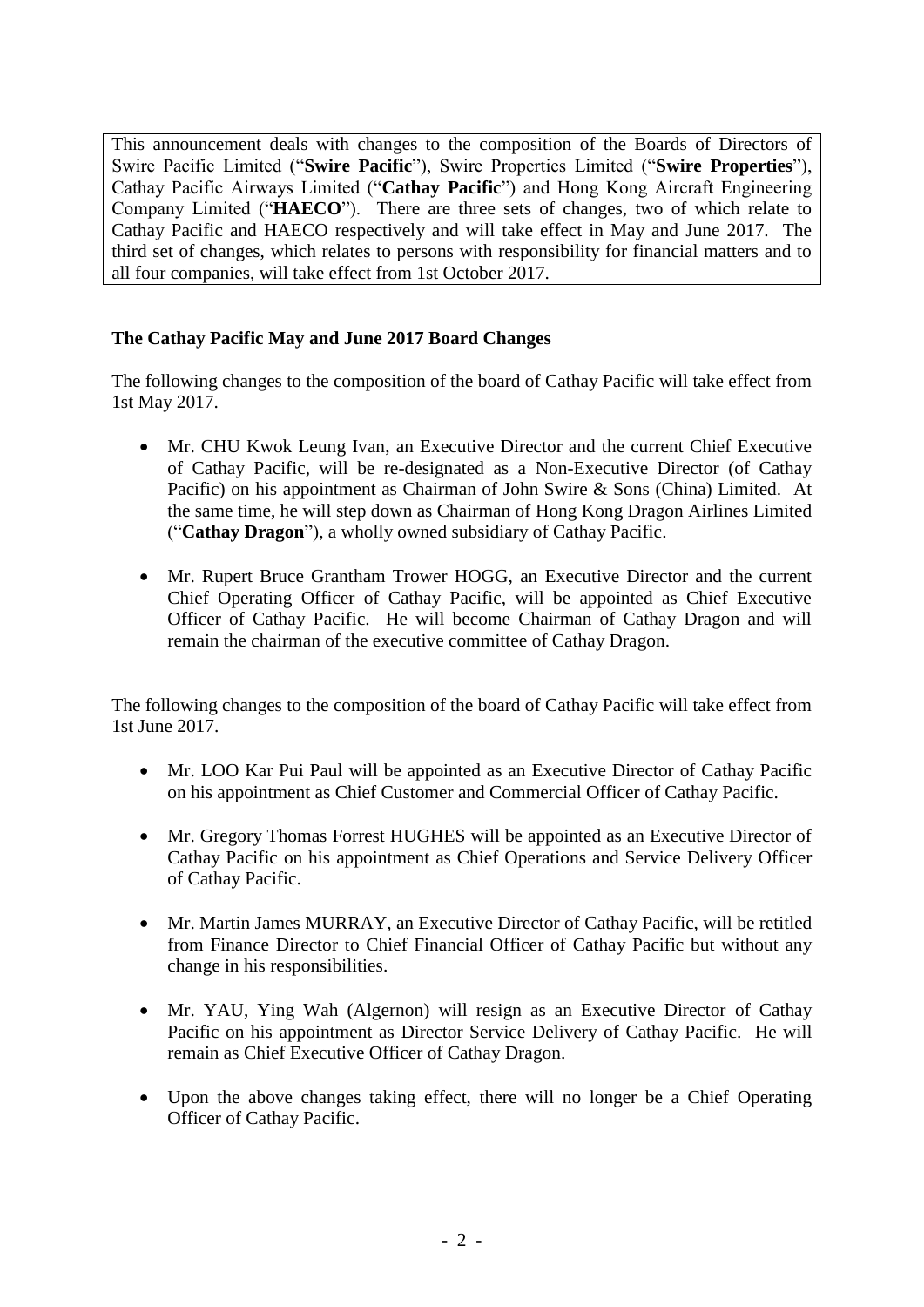This announcement deals with changes to the composition of the Boards of Directors of Swire Pacific Limited ("**Swire Pacific**"), Swire Properties Limited ("**Swire Properties**"), Cathay Pacific Airways Limited ("**Cathay Pacific**") and Hong Kong Aircraft Engineering Company Limited ("**HAECO**"). There are three sets of changes, two of which relate to Cathay Pacific and HAECO respectively and will take effect in May and June 2017. The third set of changes, which relates to persons with responsibility for financial matters and to all four companies, will take effect from 1st October 2017.

**The Cathay Pacific May and June 2017 Board Changes**

The following changes to the composition of the board of Cathay Pacific will take effect from 1st May 2017.

- Mr. CHU Kwok Leung Ivan, an Executive Director and the current Chief Executive of Cathay Pacific, will be re-designated as a Non-Executive Director (of Cathay Pacific) on his appointment as Chairman of John Swire & Sons (China) Limited. At the same time, he will step down as Chairman of Hong Kong Dragon Airlines Limited ("**Cathay Dragon**"), a wholly owned subsidiary of Cathay Pacific.
- Mr. Rupert Bruce Grantham Trower HOGG, an Executive Director and the current Chief Operating Officer of Cathay Pacific, will be appointed as Chief Executive Officer of Cathay Pacific. He will become Chairman of Cathay Dragon and will remain the chairman of the executive committee of Cathay Dragon.

The following changes to the composition of the board of Cathay Pacific will take effect from 1st June 2017.

- Mr. LOO Kar Pui Paul will be appointed as an Executive Director of Cathay Pacific on his appointment as Chief Customer and Commercial Officer of Cathay Pacific.
- Mr. Gregory Thomas Forrest HUGHES will be appointed as an Executive Director of Cathay Pacific on his appointment as Chief Operations and Service Delivery Officer of Cathay Pacific.
- Mr. Martin James MURRAY, an Executive Director of Cathay Pacific, will be retitled from Finance Director to Chief Financial Officer of Cathay Pacific but without any change in his responsibilities.
- Mr. YAU, Ying Wah (Algernon) will resign as an Executive Director of Cathay Pacific on his appointment as Director Service Delivery of Cathay Pacific. He will remain as Chief Executive Officer of Cathay Dragon.
- Upon the above changes taking effect, there will no longer be a Chief Operating Officer of Cathay Pacific.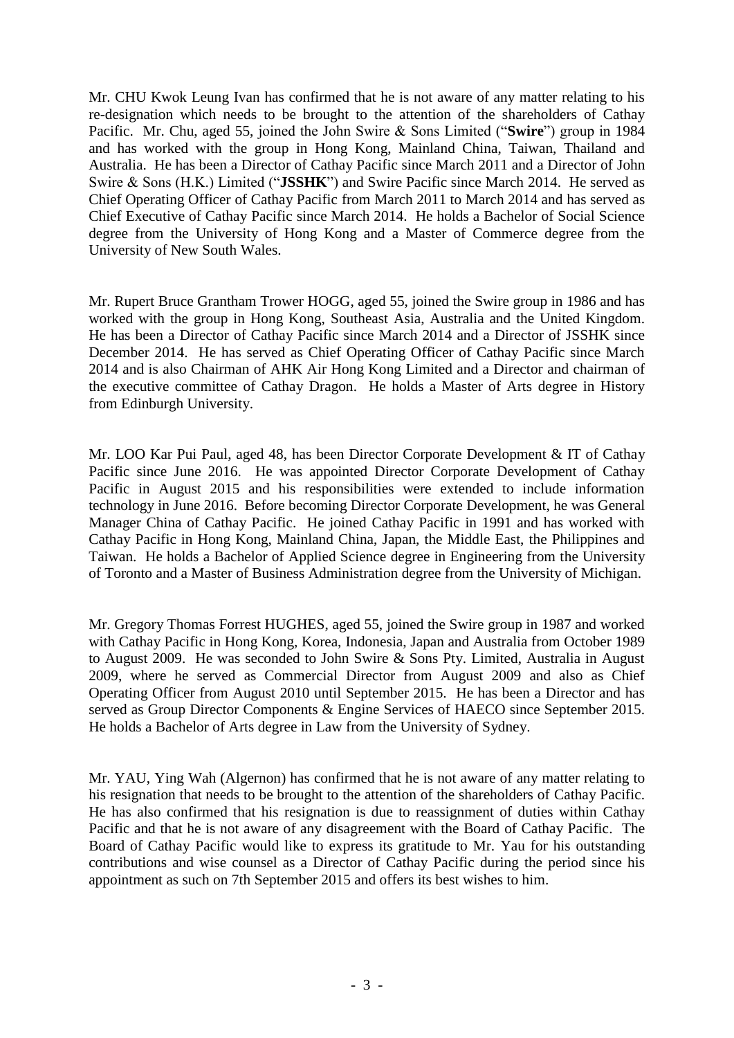Mr. CHU Kwok Leung Ivan has confirmed that he is not aware of any matter relating to his re-designation which needs to be brought to the attention of the shareholders of Cathay Pacific. Mr. Chu, aged 55, joined the John Swire & Sons Limited ("**Swire**") group in 1984 and has worked with the group in Hong Kong, Mainland China, Taiwan, Thailand and Australia. He has been a Director of Cathay Pacific since March 2011 and a Director of John Swire & Sons (H.K.) Limited ("**JSSHK**") and Swire Pacific since March 2014. He served as Chief Operating Officer of Cathay Pacific from March 2011 to March 2014 and has served as Chief Executive of Cathay Pacific since March 2014. He holds a Bachelor of Social Science degree from the University of Hong Kong and a Master of Commerce degree from the University of New South Wales.

Mr. Rupert Bruce Grantham Trower HOGG, aged 55, joined the Swire group in 1986 and has worked with the group in Hong Kong, Southeast Asia, Australia and the United Kingdom. He has been a Director of Cathay Pacific since March 2014 and a Director of JSSHK since December 2014. He has served as Chief Operating Officer of Cathay Pacific since March 2014 and is also Chairman of AHK Air Hong Kong Limited and a Director and chairman of the executive committee of Cathay Dragon. He holds a Master of Arts degree in History from Edinburgh University.

Mr. LOO Kar Pui Paul, aged 48, has been Director Corporate Development & IT of Cathay Pacific since June 2016. He was appointed Director Corporate Development of Cathay Pacific in August 2015 and his responsibilities were extended to include information technology in June 2016. Before becoming Director Corporate Development, he was General Manager China of Cathay Pacific. He joined Cathay Pacific in 1991 and has worked with Cathay Pacific in Hong Kong, Mainland China, Japan, the Middle East, the Philippines and Taiwan. He holds a Bachelor of Applied Science degree in Engineering from the University of Toronto and a Master of Business Administration degree from the University of Michigan.

Mr. Gregory Thomas Forrest HUGHES, aged 55, joined the Swire group in 1987 and worked with Cathay Pacific in Hong Kong, Korea, Indonesia, Japan and Australia from October 1989 to August 2009. He was seconded to John Swire & Sons Pty. Limited, Australia in August 2009, where he served as Commercial Director from August 2009 and also as Chief Operating Officer from August 2010 until September 2015. He has been a Director and has served as Group Director Components & Engine Services of HAECO since September 2015. He holds a Bachelor of Arts degree in Law from the University of Sydney.

Mr. YAU, Ying Wah (Algernon) has confirmed that he is not aware of any matter relating to his resignation that needs to be brought to the attention of the shareholders of Cathay Pacific. He has also confirmed that his resignation is due to reassignment of duties within Cathay Pacific and that he is not aware of any disagreement with the Board of Cathay Pacific. The Board of Cathay Pacific would like to express its gratitude to Mr. Yau for his outstanding contributions and wise counsel as a Director of Cathay Pacific during the period since his appointment as such on 7th September 2015 and offers its best wishes to him.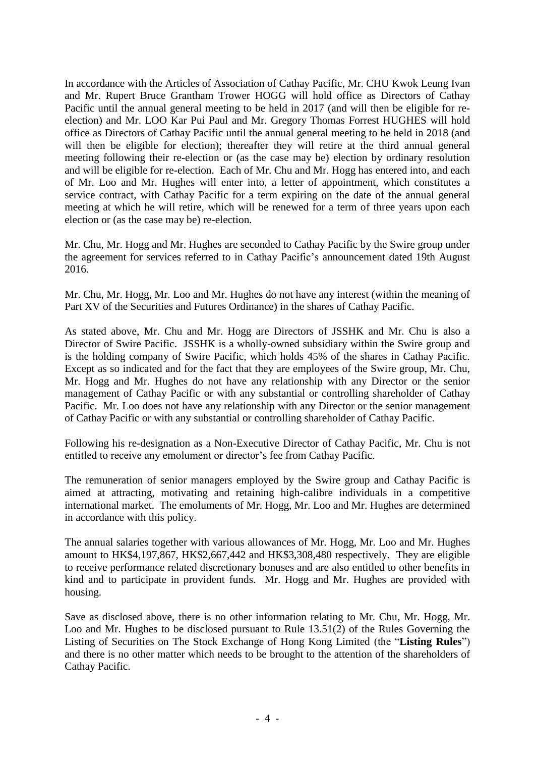In accordance with the Articles of Association of Cathay Pacific, Mr. CHU Kwok Leung Ivan and Mr. Rupert Bruce Grantham Trower HOGG will hold office as Directors of Cathay Pacific until the annual general meeting to be held in 2017 (and will then be eligible for re-election) and Mr. LOO Kar Pui Paul and Mr. Gregory Thomas Forrest HUGHES will hold office as Directors of Cathay Pacific until the annual general meeting to be held in 2018 (and will then be eligible for election); thereafter they will retire at the third annual general meeting following their re-election or (as the case may be) election by ordinary resolution and will be eligible for re-election. Each of Mr. Chu and Mr. Hogg has entered into, and each of Mr. Loo and Mr. Hughes will enter into, a letter of appointment, which constitutes a service contract, with Cathay Pacific for a term expiring on the date of the annual general meeting at which he will retire, which will be renewed for a term of three years upon each election or (as the case may be) re-election.

Mr. Chu, Mr. Hogg and Mr. Hughes are seconded to Cathay Pacific by the Swire group under the agreement for services referred to in Cathay Pacific's announcement dated 19th August 2016.

Mr. Chu, Mr. Hogg, Mr. Loo and Mr. Hughes do not have any interest (within the meaning of Part XV of the Securities and Futures Ordinance) in the shares of Cathay Pacific.

As stated above, Mr. Chu and Mr. Hogg are Directors of JSSHK and Mr. Chu is also a Director of Swire Pacific. JSSHK is a wholly-owned subsidiary within the Swire group and is the holding company of Swire Pacific, which holds 45% of the shares in Cathay Pacific. Except as so indicated and for the fact that they are employees of the Swire group, Mr. Chu, Mr. Hogg and Mr. Hughes do not have any relationship with any Director or the senior management of Cathay Pacific or with any substantial or controlling shareholder of Cathay Pacific. Mr. Loo does not have any relationship with any Director or the senior management of Cathay Pacific or with any substantial or controlling shareholder of Cathay Pacific.

Following his re-designation as a Non-Executive Director of Cathay Pacific, Mr. Chu is not entitled to receive any emolument or director's fee from Cathay Pacific.

The remuneration of senior managers employed by the Swire group and Cathay Pacific is aimed at attracting, motivating and retaining high-calibre individuals in a competitive international market. The emoluments of Mr. Hogg, Mr. Loo and Mr. Hughes are determined in accordance with this policy.

The annual salaries together with various allowances of Mr. Hogg, Mr. Loo and Mr. Hughes amount to HK$4,197,867, HK$2,667,442 and HK$3,308,480 respectively. They are eligible to receive performance related discretionary bonuses and are also entitled to other benefits in kind and to participate in provident funds. Mr. Hogg and Mr. Hughes are provided with housing.

Save as disclosed above, there is no other information relating to Mr. Chu, Mr. Hogg, Mr. Loo and Mr. Hughes to be disclosed pursuant to Rule 13.51(2) of the Rules Governing the Listing of Securities on The Stock Exchange of Hong Kong Limited (the "**Listing Rules**") and there is no other matter which needs to be brought to the attention of the shareholders of Cathay Pacific.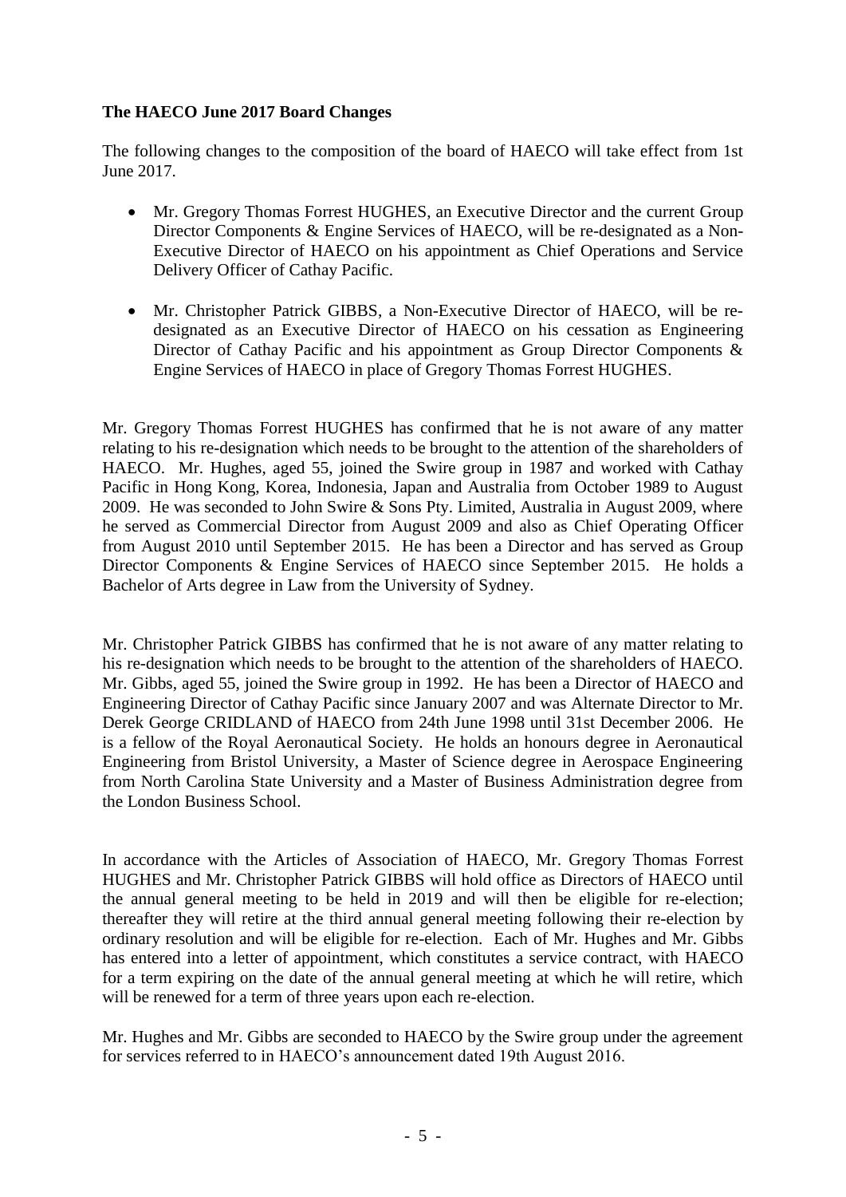**The HAECO June 2017 Board Changes**

The following changes to the composition of the board of HAECO will take effect from 1st June 2017.

- Mr. Gregory Thomas Forrest HUGHES, an Executive Director and the current Group Director Components & Engine Services of HAECO, will be re-designated as a Non-Executive Director of HAECO on his appointment as Chief Operations and Service Delivery Officer of Cathay Pacific.

- Mr. Christopher Patrick GIBBS, a Non-Executive Director of HAECO, will be re-designated as an Executive Director of HAECO on his cessation as Engineering Director of Cathay Pacific and his appointment as Group Director Components & Engine Services of HAECO in place of Gregory Thomas Forrest HUGHES.

Mr. Gregory Thomas Forrest HUGHES has confirmed that he is not aware of any matter relating to his re-designation which needs to be brought to the attention of the shareholders of HAECO. Mr. Hughes, aged 55, joined the Swire group in 1987 and worked with Cathay Pacific in Hong Kong, Korea, Indonesia, Japan and Australia from October 1989 to August 2009. He was seconded to John Swire & Sons Pty. Limited, Australia in August 2009, where he served as Commercial Director from August 2009 and also as Chief Operating Officer from August 2010 until September 2015. He has been a Director and has served as Group Director Components & Engine Services of HAECO since September 2015. He holds a Bachelor of Arts degree in Law from the University of Sydney.

Mr. Christopher Patrick GIBBS has confirmed that he is not aware of any matter relating to his re-designation which needs to be brought to the attention of the shareholders of HAECO. Mr. Gibbs, aged 55, joined the Swire group in 1992. He has been a Director of HAECO and Engineering Director of Cathay Pacific since January 2007 and was Alternate Director to Mr. Derek George CRIDLAND of HAECO from 24th June 1998 until 31st December 2006. He is a fellow of the Royal Aeronautical Society. He holds an honours degree in Aeronautical Engineering from Bristol University, a Master of Science degree in Aerospace Engineering from North Carolina State University and a Master of Business Administration degree from the London Business School.

In accordance with the Articles of Association of HAECO, Mr. Gregory Thomas Forrest HUGHES and Mr. Christopher Patrick GIBBS will hold office as Directors of HAECO until the annual general meeting to be held in 2019 and will then be eligible for re-election; thereafter they will retire at the third annual general meeting following their re-election by ordinary resolution and will be eligible for re-election. Each of Mr. Hughes and Mr. Gibbs has entered into a letter of appointment, which constitutes a service contract, with HAECO for a term expiring on the date of the annual general meeting at which he will retire, which will be renewed for a term of three years upon each re-election.

Mr. Hughes and Mr. Gibbs are seconded to HAECO by the Swire group under the agreement for services referred to in HAECO's announcement dated 19th August 2016.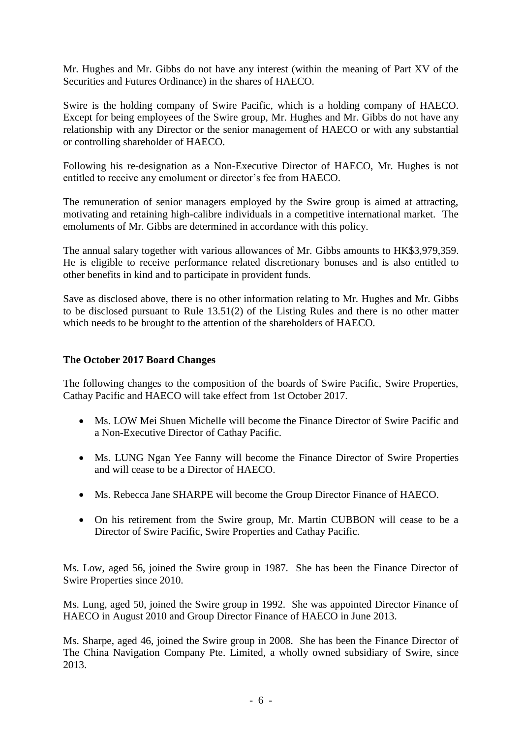Mr. Hughes and Mr. Gibbs do not have any interest (within the meaning of Part XV of the Securities and Futures Ordinance) in the shares of HAECO.

Swire is the holding company of Swire Pacific, which is a holding company of HAECO. Except for being employees of the Swire group, Mr. Hughes and Mr. Gibbs do not have any relationship with any Director or the senior management of HAECO or with any substantial or controlling shareholder of HAECO.

Following his re-designation as a Non-Executive Director of HAECO, Mr. Hughes is not entitled to receive any emolument or director's fee from HAECO.

The remuneration of senior managers employed by the Swire group is aimed at attracting, motivating and retaining high-calibre individuals in a competitive international market. The emoluments of Mr. Gibbs are determined in accordance with this policy.

The annual salary together with various allowances of Mr. Gibbs amounts to HK$3,979,359. He is eligible to receive performance related discretionary bonuses and is also entitled to other benefits in kind and to participate in provident funds.

Save as disclosed above, there is no other information relating to Mr. Hughes and Mr. Gibbs to be disclosed pursuant to Rule 13.51(2) of the Listing Rules and there is no other matter which needs to be brought to the attention of the shareholders of HAECO.

**The October 2017 Board Changes**

The following changes to the composition of the boards of Swire Pacific, Swire Properties, Cathay Pacific and HAECO will take effect from 1st October 2017.

- Ms. LOW Mei Shuen Michelle will become the Finance Director of Swire Pacific and a Non-Executive Director of Cathay Pacific.
- Ms. LUNG Ngan Yee Fanny will become the Finance Director of Swire Properties and will cease to be a Director of HAECO.
- Ms. Rebecca Jane SHARPE will become the Group Director Finance of HAECO.
- On his retirement from the Swire group, Mr. Martin CUBBON will cease to be a Director of Swire Pacific, Swire Properties and Cathay Pacific.

Ms. Low, aged 56, joined the Swire group in 1987. She has been the Finance Director of Swire Properties since 2010.

Ms. Lung, aged 50, joined the Swire group in 1992. She was appointed Director Finance of HAECO in August 2010 and Group Director Finance of HAECO in June 2013.

Ms. Sharpe, aged 46, joined the Swire group in 2008. She has been the Finance Director of The China Navigation Company Pte. Limited, a wholly owned subsidiary of Swire, since 2013.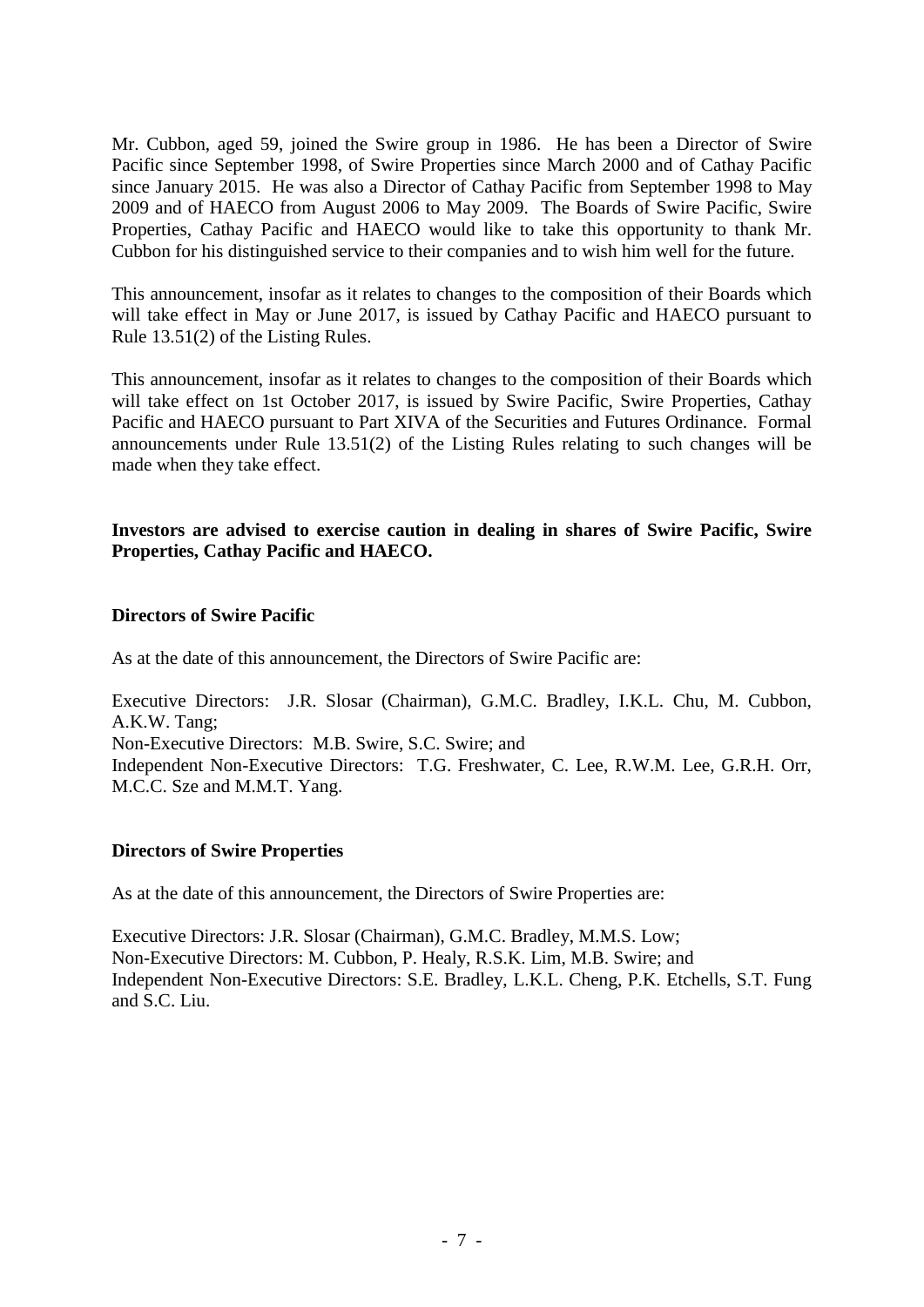Mr. Cubbon, aged 59, joined the Swire group in 1986. He has been a Director of Swire Pacific since September 1998, of Swire Properties since March 2000 and of Cathay Pacific since January 2015. He was also a Director of Cathay Pacific from September 1998 to May 2009 and of HAECO from August 2006 to May 2009. The Boards of Swire Pacific, Swire Properties, Cathay Pacific and HAECO would like to take this opportunity to thank Mr. Cubbon for his distinguished service to their companies and to wish him well for the future.

This announcement, insofar as it relates to changes to the composition of their Boards which will take effect in May or June 2017, is issued by Cathay Pacific and HAECO pursuant to Rule 13.51(2) of the Listing Rules.

This announcement, insofar as it relates to changes to the composition of their Boards which will take effect on 1st October 2017, is issued by Swire Pacific, Swire Properties, Cathay Pacific and HAECO pursuant to Part XIVA of the Securities and Futures Ordinance. Formal announcements under Rule 13.51(2) of the Listing Rules relating to such changes will be made when they take effect.

**Investors are advised to exercise caution in dealing in shares of Swire Pacific, Swire Properties, Cathay Pacific and HAECO.**

**Directors of Swire Pacific**

As at the date of this announcement, the Directors of Swire Pacific are:

Executive Directors: J.R. Slosar (Chairman), G.M.C. Bradley, I.K.L. Chu, M. Cubbon, A.K.W. Tang;
Non-Executive Directors: M.B. Swire, S.C. Swire; and
Independent Non-Executive Directors: T.G. Freshwater, C. Lee, R.W.M. Lee, G.R.H. Orr, M.C.C. Sze and M.M.T. Yang.

**Directors of Swire Properties**

As at the date of this announcement, the Directors of Swire Properties are:

Executive Directors: J.R. Slosar (Chairman), G.M.C. Bradley, M.M.S. Low;
Non-Executive Directors: M. Cubbon, P. Healy, R.S.K. Lim, M.B. Swire; and
Independent Non-Executive Directors: S.E. Bradley, L.K.L. Cheng, P.K. Etchells, S.T. Fung and S.C. Liu.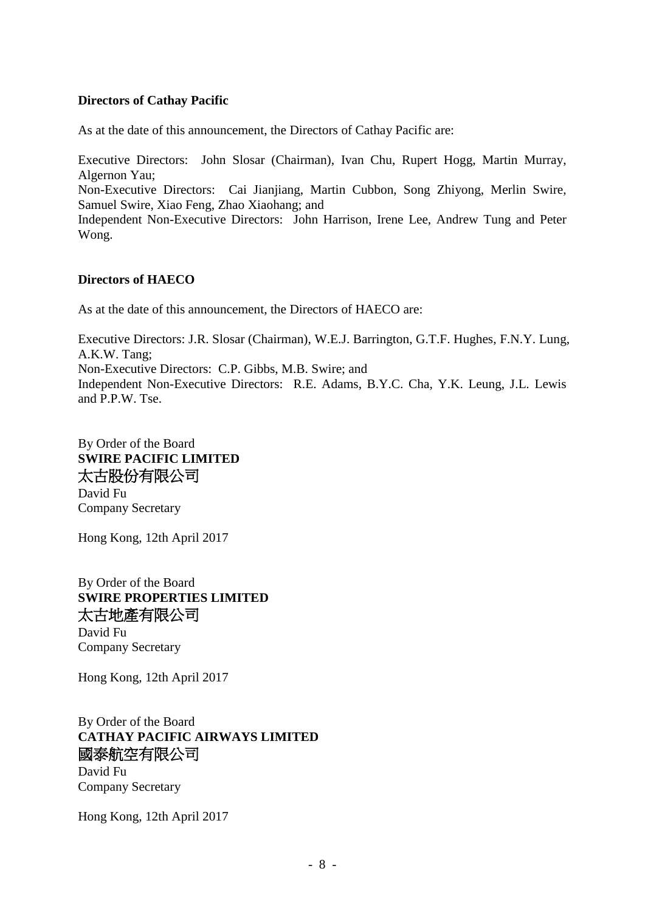**Directors of Cathay Pacific**

As at the date of this announcement, the Directors of Cathay Pacific are:

Executive Directors: John Slosar (Chairman), Ivan Chu, Rupert Hogg, Martin Murray, Algernon Yau;
Non-Executive Directors: Cai Jianjiang, Martin Cubbon, Song Zhiyong, Merlin Swire, Samuel Swire, Xiao Feng, Zhao Xiaohang; and
Independent Non-Executive Directors: John Harrison, Irene Lee, Andrew Tung and Peter Wong.

**Directors of HAECO**

As at the date of this announcement, the Directors of HAECO are:

Executive Directors: J.R. Slosar (Chairman), W.E.J. Barrington, G.T.F. Hughes, F.N.Y. Lung, A.K.W. Tang;
Non-Executive Directors: C.P. Gibbs, M.B. Swire; and
Independent Non-Executive Directors: R.E. Adams, B.Y.C. Cha, Y.K. Leung, J.L. Lewis and P.P.W. Tse.

By Order of the Board
**SWIRE PACIFIC LIMITED**
太古股份有限公司
David Fu
Company Secretary

Hong Kong, 12th April 2017

By Order of the Board
**SWIRE PROPERTIES LIMITED**
太古地產有限公司
David Fu
Company Secretary

Hong Kong, 12th April 2017

By Order of the Board
**CATHAY PACIFIC AIRWAYS LIMITED**
國泰航空有限公司
David Fu
Company Secretary

Hong Kong, 12th April 2017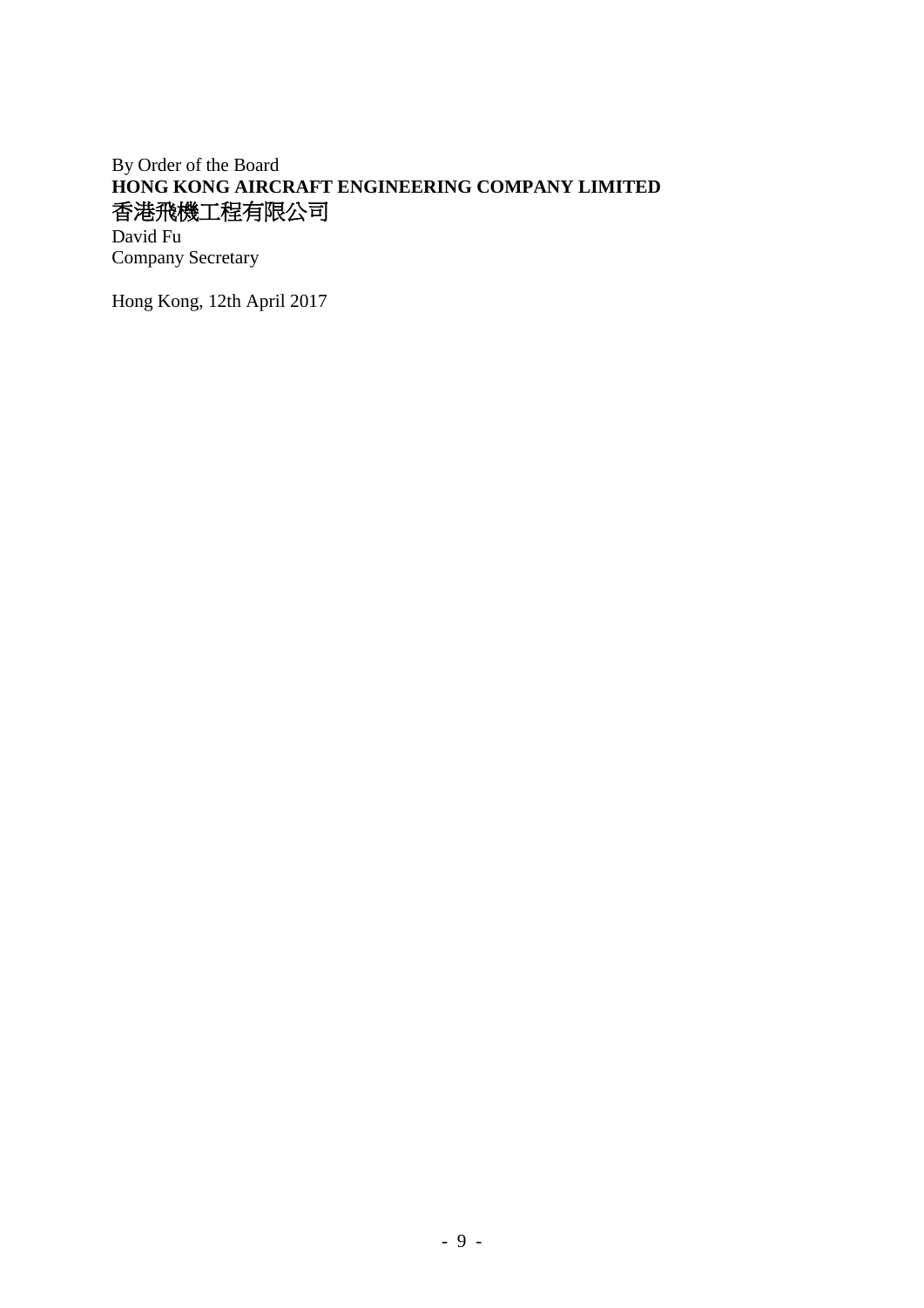By Order of the Board
**HONG KONG AIRCRAFT ENGINEERING COMPANY LIMITED**
香港飛機工程有限公司
David Fu
Company Secretary

Hong Kong, 12th April 2017